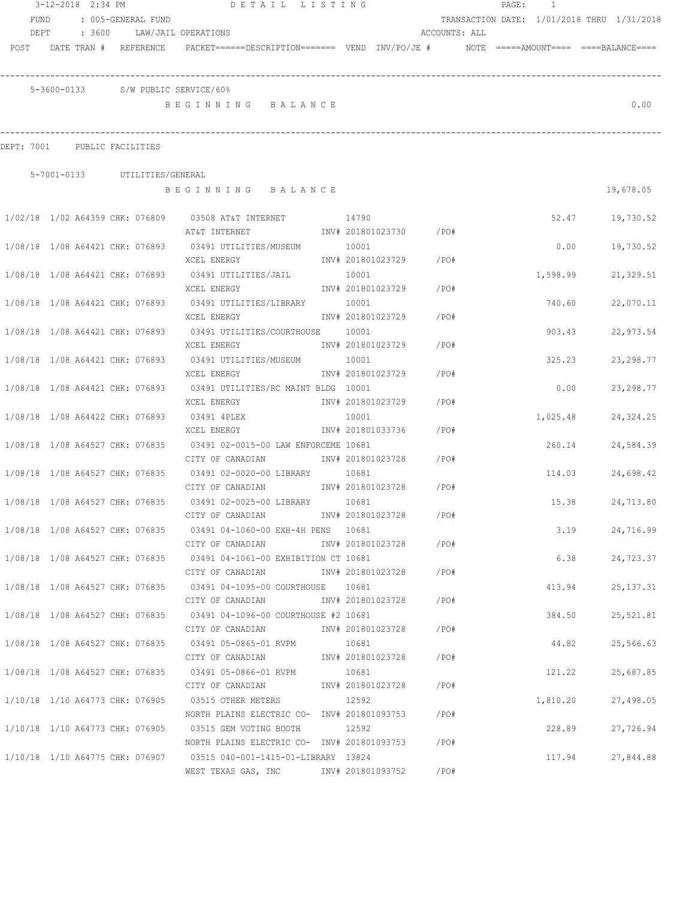3-12-2018 2:34 PM — DETAIL LISTING — PAGE: 1

FUND : 005-GENERAL FUND — TRANSACTION DATE: 1/01/2018 THRU 1/31/2018

DEPT : 3600 LAW/JAIL OPERATIONS — ACCOUNTS: ALL

POST DATE TRAN # REFERENCE PACKET======DESCRIPTION======= VEND INV/PO/JE # NOTE =====AMOUNT==== ====BALANCE====

5-3600-0133 S/W PUBLIC SERVICE/60%

BEGINNING BALANCE — 0.00

DEPT: 7001 PUBLIC FACILITIES

5-7001-0133 UTILITIES/GENERAL

BEGINNING BALANCE — 19,678.05

| POST | DATE | TRAN # | REFERENCE | PACKET | DESCRIPTION | VEND | INV/PO/JE # | NOTE | AMOUNT | BALANCE |
|---|---|---|---|---|---|---|---|---|---|---|
| 1/02/18 | 1/02 | A64359 | CHK: 076809 | 03508 | AT&T INTERNET / AT&T INTERNET | 14790 | INV# 201801023730 /PO# | | 52.47 | 19,730.52 |
| 1/08/18 | 1/08 | A64421 | CHK: 076893 | 03491 | UTILITIES/MUSEUM / XCEL ENERGY | 10001 | INV# 201801023729 /PO# | | 0.00 | 19,730.52 |
| 1/08/18 | 1/08 | A64421 | CHK: 076893 | 03491 | UTILITIES/JAIL / XCEL ENERGY | 10001 | INV# 201801023729 /PO# | | 1,598.99 | 21,329.51 |
| 1/08/18 | 1/08 | A64421 | CHK: 076893 | 03491 | UTILITIES/LIBRARY / XCEL ENERGY | 10001 | INV# 201801023729 /PO# | | 740.60 | 22,070.11 |
| 1/08/18 | 1/08 | A64421 | CHK: 076893 | 03491 | UTILITIES/COURTHOUSE / XCEL ENERGY | 10001 | INV# 201801023729 /PO# | | 903.43 | 22,973.54 |
| 1/08/18 | 1/08 | A64421 | CHK: 076893 | 03491 | UTILITIES/MUSEUM / XCEL ENERGY | 10001 | INV# 201801023729 /PO# | | 325.23 | 23,298.77 |
| 1/08/18 | 1/08 | A64421 | CHK: 076893 | 03491 | UTILITIES/RC MAINT BLDG / XCEL ENERGY | 10001 | INV# 201801023729 /PO# | | 0.00 | 23,298.77 |
| 1/08/18 | 1/08 | A64422 | CHK: 076893 | 03491 | 4PLEX / XCEL ENERGY | 10001 | INV# 201801033736 /PO# | | 1,025.48 | 24,324.25 |
| 1/08/18 | 1/08 | A64527 | CHK: 076835 | 03491 | 02-0015-00 LAW ENFORCEME / CITY OF CANADIAN | 10681 | INV# 201801023728 /PO# | | 260.14 | 24,584.39 |
| 1/08/18 | 1/08 | A64527 | CHK: 076835 | 03491 | 02-0020-00 LIBRARY / CITY OF CANADIAN | 10681 | INV# 201801023728 /PO# | | 114.03 | 24,698.42 |
| 1/08/18 | 1/08 | A64527 | CHK: 076835 | 03491 | 02-0025-00 LIBRARY / CITY OF CANADIAN | 10681 | INV# 201801023728 /PO# | | 15.38 | 24,713.80 |
| 1/08/18 | 1/08 | A64527 | CHK: 076835 | 03491 | 04-1060-00 EXH-4H PENS / CITY OF CANADIAN | 10681 | INV# 201801023728 /PO# | | 3.19 | 24,716.99 |
| 1/08/18 | 1/08 | A64527 | CHK: 076835 | 03491 | 04-1061-00 EXHIBITION CT / CITY OF CANADIAN | 10681 | INV# 201801023728 /PO# | | 6.38 | 24,723.37 |
| 1/08/18 | 1/08 | A64527 | CHK: 076835 | 03491 | 04-1095-00 COURTHOUSE / CITY OF CANADIAN | 10681 | INV# 201801023728 /PO# | | 413.94 | 25,137.31 |
| 1/08/18 | 1/08 | A64527 | CHK: 076835 | 03491 | 04-1096-00 COURTHOUSE #2 / CITY OF CANADIAN | 10681 | INV# 201801023728 /PO# | | 384.50 | 25,521.81 |
| 1/08/18 | 1/08 | A64527 | CHK: 076835 | 03491 | 05-0865-01 RVPM / CITY OF CANADIAN | 10681 | INV# 201801023728 /PO# | | 44.82 | 25,566.63 |
| 1/08/18 | 1/08 | A64527 | CHK: 076835 | 03491 | 05-0866-01 RVPM / CITY OF CANADIAN | 10681 | INV# 201801023728 /PO# | | 121.22 | 25,687.85 |
| 1/10/18 | 1/10 | A64773 | CHK: 076905 | 03515 | OTHER METERS / NORTH PLAINS ELECTRIC CO- | 12592 | INV# 201801093753 /PO# | | 1,810.20 | 27,498.05 |
| 1/10/18 | 1/10 | A64773 | CHK: 076905 | 03515 | GEM VOTING BOOTH / NORTH PLAINS ELECTRIC CO- | 12592 | INV# 201801093753 /PO# | | 228.89 | 27,726.94 |
| 1/10/18 | 1/10 | A64775 | CHK: 076907 | 03515 | 040-001-1415-01-LIBRARY / WEST TEXAS GAS, INC | 13824 | INV# 201801093752 /PO# | | 117.94 | 27,844.88 |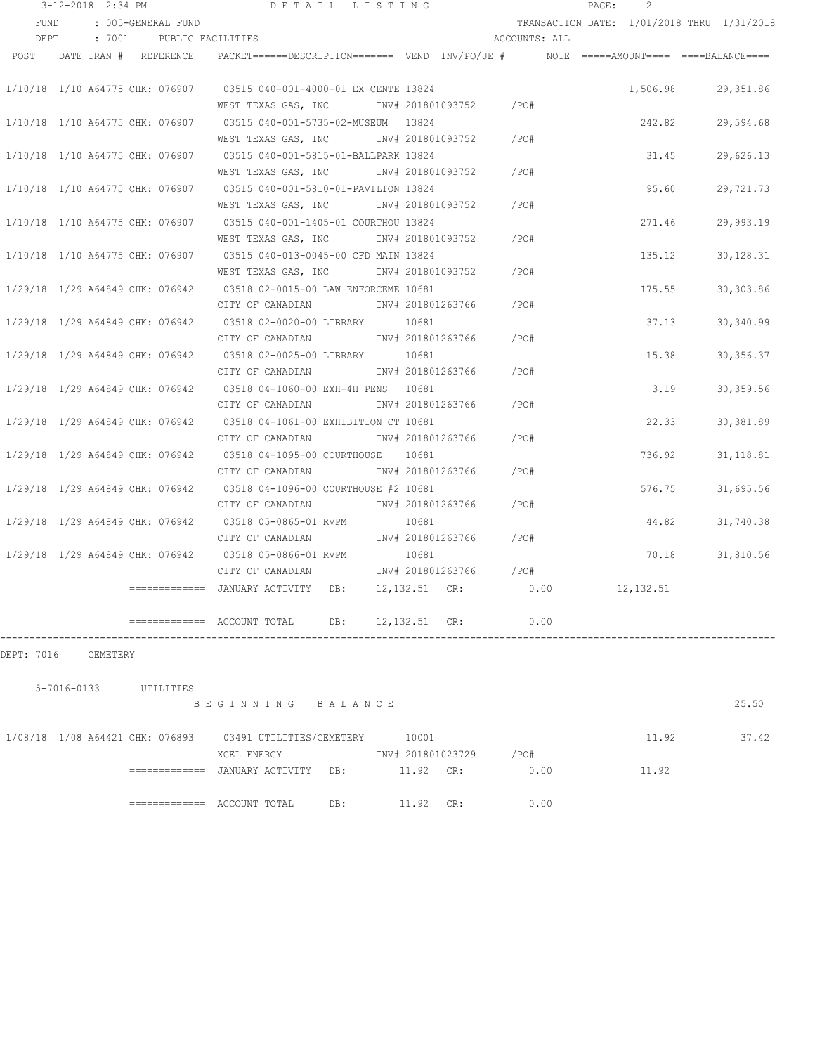3-12-2018 2:34 PM — DETAIL LISTING

FUND : 005-GENERAL FUND — TRANSACTION DATE: 1/01/2018 THRU 1/31/2018

DEPT : 7001 PUBLIC FACILITIES — ACCOUNTS: ALL

| POST | DATE | TRAN # | REFERENCE | PACKET======DESCRIPTION======= | VEND | INV/PO/JE # | NOTE | =====AMOUNT==== | ====BALANCE==== |
|---|---|---|---|---|---|---|---|---|---|
| 1/10/18 | 1/10 | A64775 | CHK: 076907 | 03515 040-001-4000-01 EX CENTE | 13824 | | | 1,506.98 | 29,351.86 |
| | | | | WEST TEXAS GAS, INC | | INV# 201801093752 /PO# | | | |
| 1/10/18 | 1/10 | A64775 | CHK: 076907 | 03515 040-001-5735-02-MUSEUM | 13824 | | | 242.82 | 29,594.68 |
| | | | | WEST TEXAS GAS, INC | | INV# 201801093752 /PO# | | | |
| 1/10/18 | 1/10 | A64775 | CHK: 076907 | 03515 040-001-5815-01-BALLPARK | 13824 | | | 31.45 | 29,626.13 |
| | | | | WEST TEXAS GAS, INC | | INV# 201801093752 /PO# | | | |
| 1/10/18 | 1/10 | A64775 | CHK: 076907 | 03515 040-001-5810-01-PAVILION | 13824 | | | 95.60 | 29,721.73 |
| | | | | WEST TEXAS GAS, INC | | INV# 201801093752 /PO# | | | |
| 1/10/18 | 1/10 | A64775 | CHK: 076907 | 03515 040-001-1405-01 COURTHOU | 13824 | | | 271.46 | 29,993.19 |
| | | | | WEST TEXAS GAS, INC | | INV# 201801093752 /PO# | | | |
| 1/10/18 | 1/10 | A64775 | CHK: 076907 | 03515 040-013-0045-00 CFD MAIN | 13824 | | | 135.12 | 30,128.31 |
| | | | | WEST TEXAS GAS, INC | | INV# 201801093752 /PO# | | | |
| 1/29/18 | 1/29 | A64849 | CHK: 076942 | 03518 02-0015-00 LAW ENFORCEME | 10681 | | | 175.55 | 30,303.86 |
| | | | | CITY OF CANADIAN | | INV# 201801263766 /PO# | | | |
| 1/29/18 | 1/29 | A64849 | CHK: 076942 | 03518 02-0020-00 LIBRARY | 10681 | | | 37.13 | 30,340.99 |
| | | | | CITY OF CANADIAN | | INV# 201801263766 /PO# | | | |
| 1/29/18 | 1/29 | A64849 | CHK: 076942 | 03518 02-0025-00 LIBRARY | 10681 | | | 15.38 | 30,356.37 |
| | | | | CITY OF CANADIAN | | INV# 201801263766 /PO# | | | |
| 1/29/18 | 1/29 | A64849 | CHK: 076942 | 03518 04-1060-00 EXH-4H PENS | 10681 | | | 3.19 | 30,359.56 |
| | | | | CITY OF CANADIAN | | INV# 201801263766 /PO# | | | |
| 1/29/18 | 1/29 | A64849 | CHK: 076942 | 03518 04-1061-00 EXHIBITION CT | 10681 | | | 22.33 | 30,381.89 |
| | | | | CITY OF CANADIAN | | INV# 201801263766 /PO# | | | |
| 1/29/18 | 1/29 | A64849 | CHK: 076942 | 03518 04-1095-00 COURTHOUSE | 10681 | | | 736.92 | 31,118.81 |
| | | | | CITY OF CANADIAN | | INV# 201801263766 /PO# | | | |
| 1/29/18 | 1/29 | A64849 | CHK: 076942 | 03518 04-1096-00 COURTHOUSE #2 | 10681 | | | 576.75 | 31,695.56 |
| | | | | CITY OF CANADIAN | | INV# 201801263766 /PO# | | | |
| 1/29/18 | 1/29 | A64849 | CHK: 076942 | 03518 05-0865-01 RVPM | 10681 | | | 44.82 | 31,740.38 |
| | | | | CITY OF CANADIAN | | INV# 201801263766 /PO# | | | |
| 1/29/18 | 1/29 | A64849 | CHK: 076942 | 03518 05-0866-01 RVPM | 10681 | | | 70.18 | 31,810.56 |
| | | | | CITY OF CANADIAN | | INV# 201801263766 /PO# | | | |

============= JANUARY ACTIVITY DB: 12,132.51 CR: 0.00 12,132.51

============= ACCOUNT TOTAL DB: 12,132.51 CR: 0.00

DEPT: 7016 CEMETERY

5-7016-0133 UTILITIES

B E G I N N I N G   B A L A N C E — 25.50

| POST | DATE | TRAN # | REFERENCE | PACKET======DESCRIPTION======= | VEND | INV/PO/JE # | NOTE | =====AMOUNT==== | ====BALANCE==== |
|---|---|---|---|---|---|---|---|---|---|
| 1/08/18 | 1/08 | A64421 | CHK: 076893 | 03491 UTILITIES/CEMETERY | 10001 | | | 11.92 | 37.42 |
| | | | | XCEL ENERGY | | INV# 201801023729 /PO# | | | |

============= JANUARY ACTIVITY DB: 11.92 CR: 0.00 11.92

============= ACCOUNT TOTAL DB: 11.92 CR: 0.00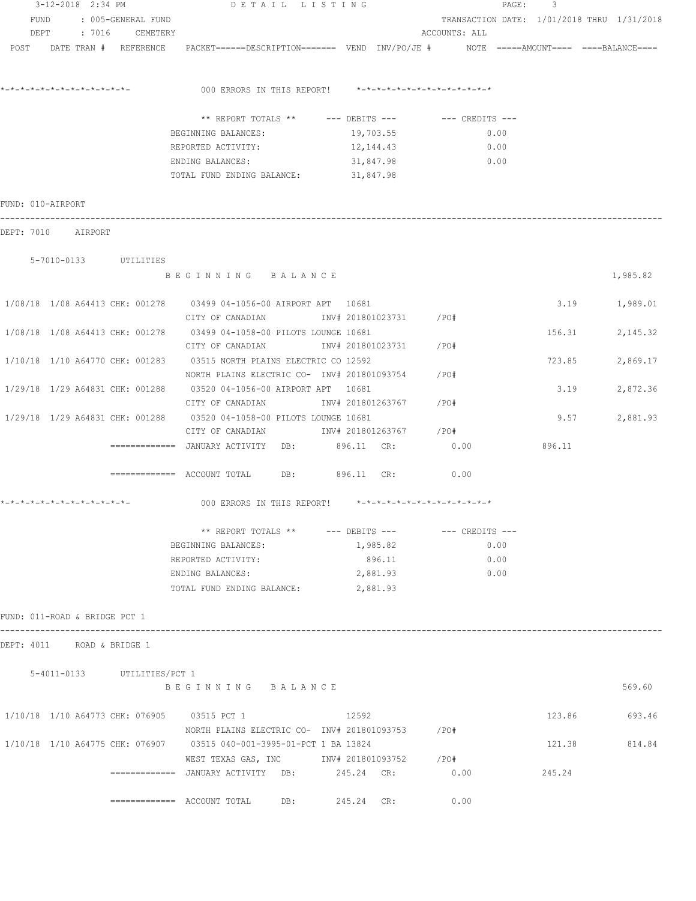FUND : 005-GENERAL FUND TRANSACTION DATE: 1/01/2018 THRU 1/31/2018
DEPT : 7016 CEMETERY ACCOUNTS: ALL

POST DATE TRAN # REFERENCE PACKET======DESCRIPTION======= VEND INV/PO/JE # NOTE =====AMOUNT==== ====BALANCE====

*-*-*-*-*-*-*-*-*-*-*-*-*-*- 000 ERRORS IN THIS REPORT! *-*-*-*-*-*-*-*-*-*-*-*-*-*

| ** REPORT TOTALS ** | --- DEBITS --- | --- CREDITS --- |
|---|---|---|
| BEGINNING BALANCES: | 19,703.55 | 0.00 |
| REPORTED ACTIVITY: | 12,144.43 | 0.00 |
| ENDING BALANCES: | 31,847.98 | 0.00 |
| TOTAL FUND ENDING BALANCE: | 31,847.98 | |

FUND: 010-AIRPORT

DEPT: 7010 AIRPORT

5-7010-0133 UTILITIES

B E G I N N I N G B A L A N C E 1,985.82

| POST | DATE | TRAN # | REFERENCE | PACKET / DESCRIPTION | VEND | INV/PO/JE # | AMOUNT | BALANCE |
|---|---|---|---|---|---|---|---|---|
| 1/08/18 | 1/08 | A64413 | CHK: 001278 | 03499 04-1056-00 AIRPORT APT / CITY OF CANADIAN | 10681 | INV# 201801023731 /PO# | 3.19 | 1,989.01 |
| 1/08/18 | 1/08 | A64413 | CHK: 001278 | 03499 04-1058-00 PILOTS LOUNGE / CITY OF CANADIAN | 10681 | INV# 201801023731 /PO# | 156.31 | 2,145.32 |
| 1/10/18 | 1/10 | A64770 | CHK: 001283 | 03515 NORTH PLAINS ELECTRIC CO / NORTH PLAINS ELECTRIC CO- | 12592 | INV# 201801093754 /PO# | 723.85 | 2,869.17 |
| 1/29/18 | 1/29 | A64831 | CHK: 001288 | 03520 04-1056-00 AIRPORT APT / CITY OF CANADIAN | 10681 | INV# 201801263767 /PO# | 3.19 | 2,872.36 |
| 1/29/18 | 1/29 | A64831 | CHK: 001288 | 03520 04-1058-00 PILOTS LOUNGE / CITY OF CANADIAN | 10681 | INV# 201801263767 /PO# | 9.57 | 2,881.93 |

============= JANUARY ACTIVITY DB: 896.11 CR: 0.00 896.11

============= ACCOUNT TOTAL DB: 896.11 CR: 0.00

*-*-*-*-*-*-*-*-*-*-*-*-*-*- 000 ERRORS IN THIS REPORT! *-*-*-*-*-*-*-*-*-*-*-*-*-*

| ** REPORT TOTALS ** | --- DEBITS --- | --- CREDITS --- |
|---|---|---|
| BEGINNING BALANCES: | 1,985.82 | 0.00 |
| REPORTED ACTIVITY: | 896.11 | 0.00 |
| ENDING BALANCES: | 2,881.93 | 0.00 |
| TOTAL FUND ENDING BALANCE: | 2,881.93 | |

FUND: 011-ROAD & BRIDGE PCT 1

DEPT: 4011 ROAD & BRIDGE 1

5-4011-0133 UTILITIES/PCT 1

B E G I N N I N G B A L A N C E 569.60

| POST | DATE | TRAN # | REFERENCE | PACKET / DESCRIPTION | VEND | INV/PO/JE # | AMOUNT | BALANCE |
|---|---|---|---|---|---|---|---|---|
| 1/10/18 | 1/10 | A64773 | CHK: 076905 | 03515 PCT 1 / NORTH PLAINS ELECTRIC CO- | 12592 | INV# 201801093753 /PO# | 123.86 | 693.46 |
| 1/10/18 | 1/10 | A64775 | CHK: 076907 | 03515 040-001-3995-01-PCT 1 BA / WEST TEXAS GAS, INC | 13824 | INV# 201801093752 /PO# | 121.38 | 814.84 |

============= JANUARY ACTIVITY DB: 245.24 CR: 0.00 245.24

============= ACCOUNT TOTAL DB: 245.24 CR: 0.00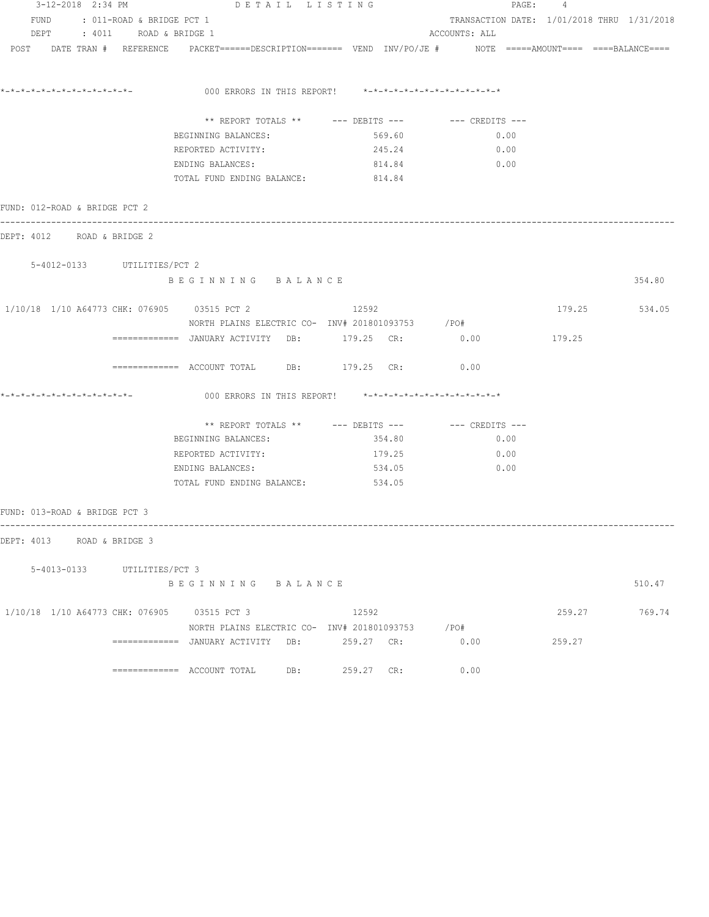FUND : 011-ROAD & BRIDGE PCT 1 TRANSACTION DATE: 1/01/2018 THRU 1/31/2018
DEPT : 4011 ROAD & BRIDGE 1 ACCOUNTS: ALL

POST DATE TRAN # REFERENCE PACKET======DESCRIPTION======= VEND INV/PO/JE # NOTE =====AMOUNT==== ====BALANCE====

*-*-*-*-*-*-*-*-*-*-*-*-*-*- 000 ERRORS IN THIS REPORT! *-*-*-*-*-*-*-*-*-*-*-*-*-*

| ** REPORT TOTALS ** | --- DEBITS --- | --- CREDITS --- |
|---|---|---|
| BEGINNING BALANCES: | 569.60 | 0.00 |
| REPORTED ACTIVITY: | 245.24 | 0.00 |
| ENDING BALANCES: | 814.84 | 0.00 |
| TOTAL FUND ENDING BALANCE: | 814.84 | |

FUND: 012-ROAD & BRIDGE PCT 2

DEPT: 4012 ROAD & BRIDGE 2

5-4012-0133 UTILITIES/PCT 2

B E G I N N I N G B A L A N C E 354.80

1/10/18 1/10 A64773 CHK: 076905 03515 PCT 2 12592 179.25 534.05
NORTH PLAINS ELECTRIC CO- INV# 201801093753 /PO#

============= JANUARY ACTIVITY DB: 179.25 CR: 0.00 179.25

============= ACCOUNT TOTAL DB: 179.25 CR: 0.00

*-*-*-*-*-*-*-*-*-*-*-*-*-*- 000 ERRORS IN THIS REPORT! *-*-*-*-*-*-*-*-*-*-*-*-*-*

| ** REPORT TOTALS ** | --- DEBITS --- | --- CREDITS --- |
|---|---|---|
| BEGINNING BALANCES: | 354.80 | 0.00 |
| REPORTED ACTIVITY: | 179.25 | 0.00 |
| ENDING BALANCES: | 534.05 | 0.00 |
| TOTAL FUND ENDING BALANCE: | 534.05 | |

FUND: 013-ROAD & BRIDGE PCT 3

DEPT: 4013 ROAD & BRIDGE 3

5-4013-0133 UTILITIES/PCT 3

B E G I N N I N G B A L A N C E 510.47

1/10/18 1/10 A64773 CHK: 076905 03515 PCT 3 12592 259.27 769.74
NORTH PLAINS ELECTRIC CO- INV# 201801093753 /PO#

============= JANUARY ACTIVITY DB: 259.27 CR: 0.00 259.27

============= ACCOUNT TOTAL DB: 259.27 CR: 0.00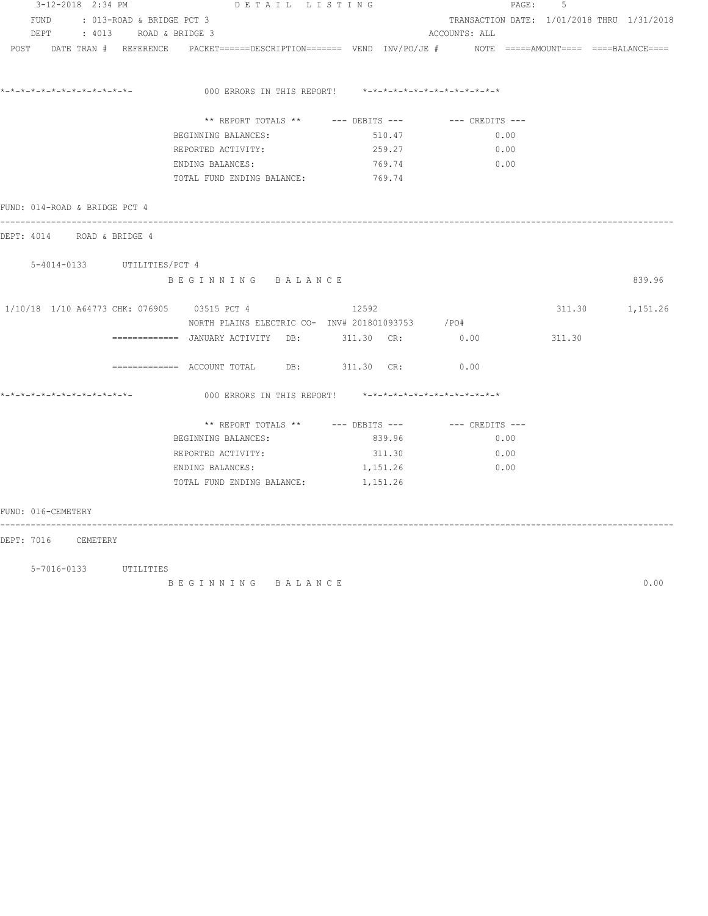FUND : 013-ROAD & BRIDGE PCT 3
DEPT : 4013 ROAD & BRIDGE 3

TRANSACTION DATE: 1/01/2018 THRU 1/31/2018
ACCOUNTS: ALL

POST DATE TRAN # REFERENCE PACKET======DESCRIPTION======= VEND INV/PO/JE # NOTE =====AMOUNT==== ====BALANCE====

*-*-*-*-*-*-*-*-*-*-*-*-*- 000 ERRORS IN THIS REPORT! *-*-*-*-*-*-*-*-*-*-*-*-*-*

| ** REPORT TOTALS ** | --- DEBITS --- | --- CREDITS --- |
|---|---|---|
| BEGINNING BALANCES: | 510.47 | 0.00 |
| REPORTED ACTIVITY: | 259.27 | 0.00 |
| ENDING BALANCES: | 769.74 | 0.00 |
| TOTAL FUND ENDING BALANCE: | 769.74 | |

FUND: 014-ROAD & BRIDGE PCT 4

DEPT: 4014 ROAD & BRIDGE 4

5-4014-0133 UTILITIES/PCT 4

B E G I N N I N G B A L A N C E 839.96

1/10/18 1/10 A64773 CHK: 076905 03515 PCT 4 12592 311.30 1,151.26
NORTH PLAINS ELECTRIC CO- INV# 201801093753 /PO#

============= JANUARY ACTIVITY DB: 311.30 CR: 0.00 311.30

============= ACCOUNT TOTAL DB: 311.30 CR: 0.00

*-*-*-*-*-*-*-*-*-*-*-*-*- 000 ERRORS IN THIS REPORT! *-*-*-*-*-*-*-*-*-*-*-*-*-*

| ** REPORT TOTALS ** | --- DEBITS --- | --- CREDITS --- |
|---|---|---|
| BEGINNING BALANCES: | 839.96 | 0.00 |
| REPORTED ACTIVITY: | 311.30 | 0.00 |
| ENDING BALANCES: | 1,151.26 | 0.00 |
| TOTAL FUND ENDING BALANCE: | 1,151.26 | |

FUND: 016-CEMETERY

DEPT: 7016 CEMETERY

5-7016-0133 UTILITIES

B E G I N N I N G B A L A N C E 0.00